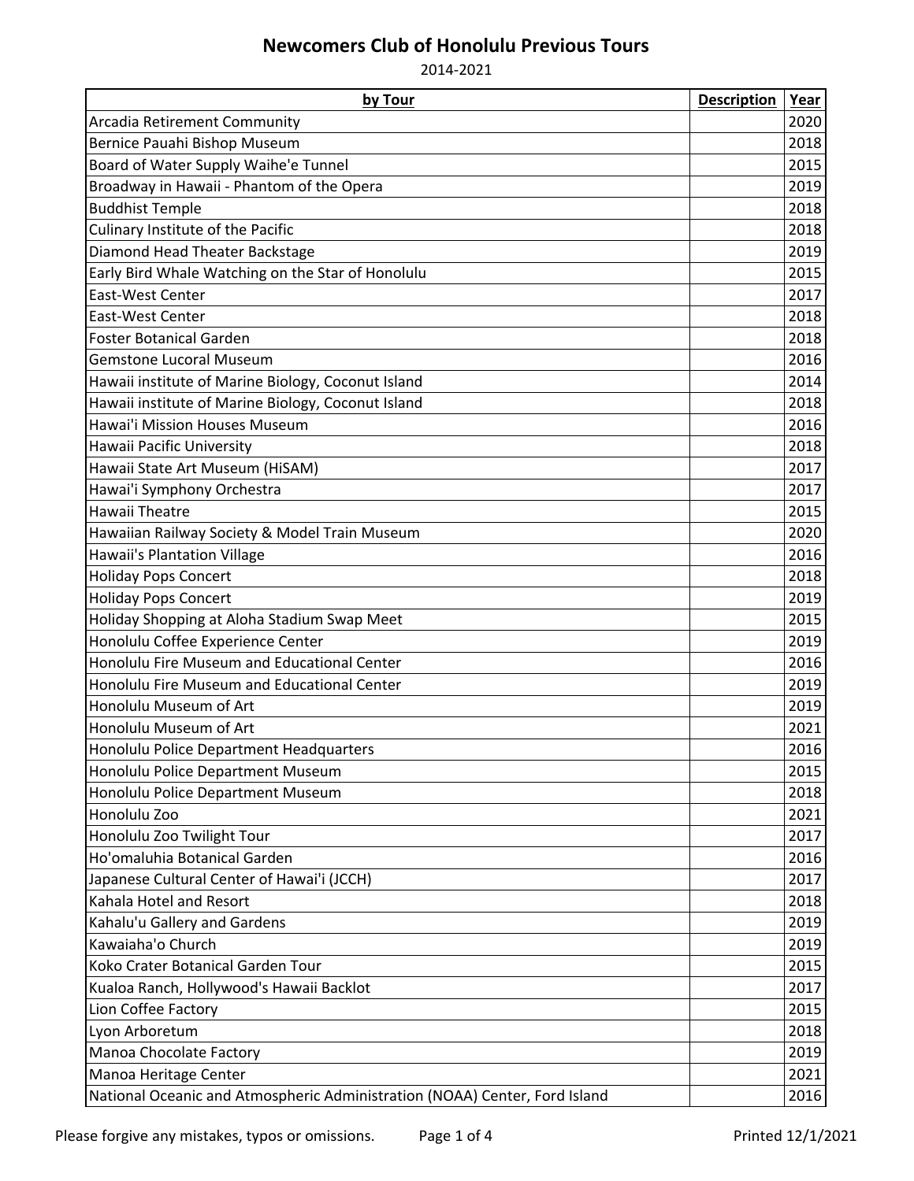# Newcomers Club of Honolulu Previous Tours

2014-2021

| by Tour | Description | Year |
|---|---|---|
| Arcadia Retirement Community | | 2020 |
| Bernice Pauahi Bishop Museum | | 2018 |
| Board of Water Supply Waihe'e Tunnel | | 2015 |
| Broadway in Hawaii - Phantom of the Opera | | 2019 |
| Buddhist Temple | | 2018 |
| Culinary Institute of the Pacific | | 2018 |
| Diamond Head Theater Backstage | | 2019 |
| Early Bird Whale Watching on the Star of Honolulu | | 2015 |
| East-West Center | | 2017 |
| East-West Center | | 2018 |
| Foster Botanical Garden | | 2018 |
| Gemstone Lucoral Museum | | 2016 |
| Hawaii institute of Marine Biology, Coconut Island | | 2014 |
| Hawaii institute of Marine Biology, Coconut Island | | 2018 |
| Hawai'i Mission Houses Museum | | 2016 |
| Hawaii Pacific University | | 2018 |
| Hawaii State Art Museum (HiSAM) | | 2017 |
| Hawai'i Symphony Orchestra | | 2017 |
| Hawaii Theatre | | 2015 |
| Hawaiian Railway Society & Model Train Museum | | 2020 |
| Hawaii's Plantation Village | | 2016 |
| Holiday Pops Concert | | 2018 |
| Holiday Pops Concert | | 2019 |
| Holiday Shopping at Aloha Stadium Swap Meet | | 2015 |
| Honolulu Coffee Experience Center | | 2019 |
| Honolulu Fire Museum and Educational Center | | 2016 |
| Honolulu Fire Museum and Educational Center | | 2019 |
| Honolulu Museum of Art | | 2019 |
| Honolulu Museum of Art | | 2021 |
| Honolulu Police Department Headquarters | | 2016 |
| Honolulu Police Department Museum | | 2015 |
| Honolulu Police Department Museum | | 2018 |
| Honolulu Zoo | | 2021 |
| Honolulu Zoo Twilight Tour | | 2017 |
| Ho'omaluhia Botanical Garden | | 2016 |
| Japanese Cultural Center of Hawai'i (JCCH) | | 2017 |
| Kahala Hotel and Resort | | 2018 |
| Kahalu'u Gallery and Gardens | | 2019 |
| Kawaiaha'o Church | | 2019 |
| Koko Crater Botanical Garden Tour | | 2015 |
| Kualoa Ranch, Hollywood's Hawaii Backlot | | 2017 |
| Lion Coffee Factory | | 2015 |
| Lyon Arboretum | | 2018 |
| Manoa Chocolate Factory | | 2019 |
| Manoa Heritage Center | | 2021 |
| National Oceanic and Atmospheric Administration (NOAA) Center, Ford Island | | 2016 |

Please forgive any mistakes, typos or omissions.

Printed 12/1/2021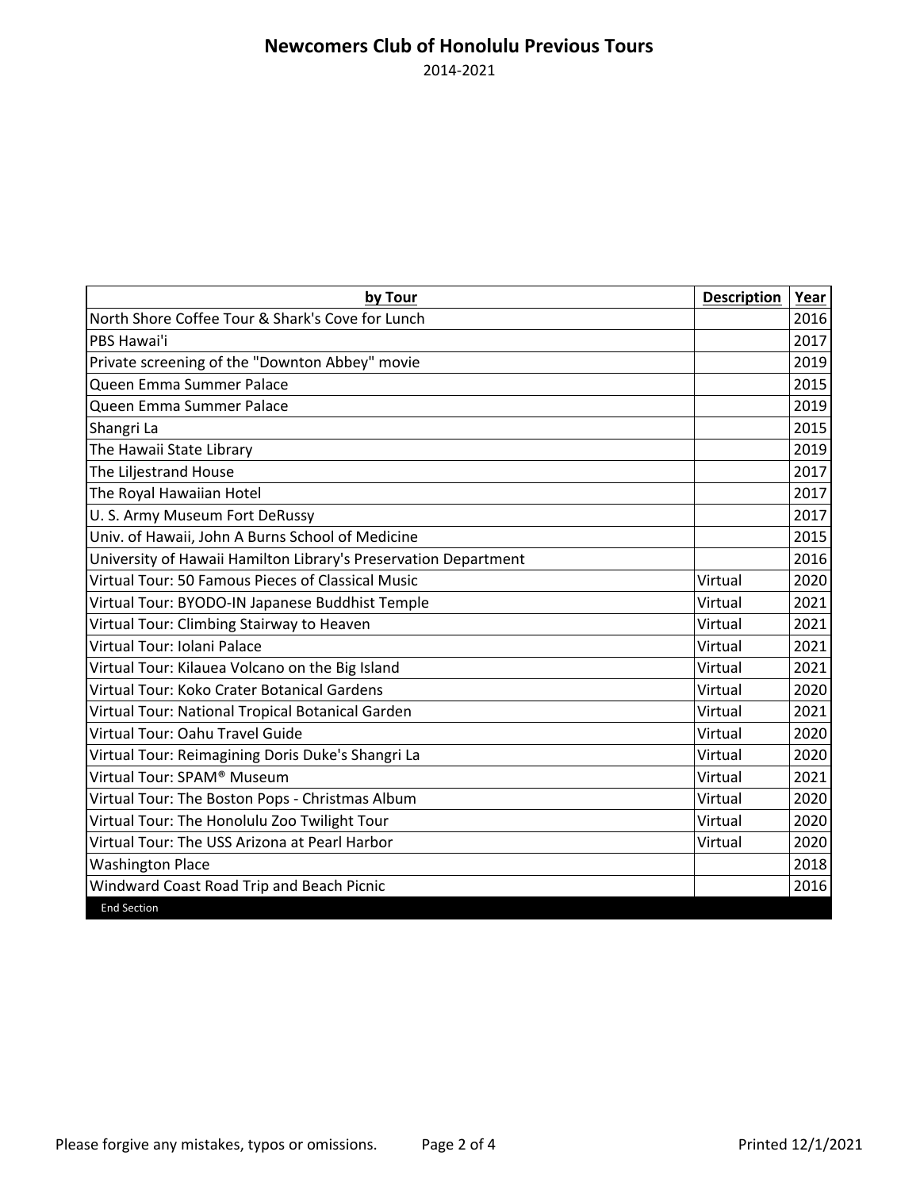# Newcomers Club of Honolulu Previous Tours

2014-2021

| by Tour | Description | Year |
|---|---|---|
| North Shore Coffee Tour & Shark's Cove for Lunch | | 2016 |
| PBS Hawai'i | | 2017 |
| Private screening of the "Downton Abbey" movie | | 2019 |
| Queen Emma Summer Palace | | 2015 |
| Queen Emma Summer Palace | | 2019 |
| Shangri La | | 2015 |
| The Hawaii State Library | | 2019 |
| The Liljestrand House | | 2017 |
| The Royal Hawaiian Hotel | | 2017 |
| U. S. Army Museum Fort DeRussy | | 2017 |
| Univ. of Hawaii, John A Burns School of Medicine | | 2015 |
| University of Hawaii Hamilton Library's Preservation Department | | 2016 |
| Virtual Tour: 50 Famous Pieces of Classical Music | Virtual | 2020 |
| Virtual Tour: BYODO-IN Japanese Buddhist Temple | Virtual | 2021 |
| Virtual Tour: Climbing Stairway to Heaven | Virtual | 2021 |
| Virtual Tour: Iolani Palace | Virtual | 2021 |
| Virtual Tour: Kilauea Volcano on the Big Island | Virtual | 2021 |
| Virtual Tour: Koko Crater Botanical Gardens | Virtual | 2020 |
| Virtual Tour: National Tropical Botanical Garden | Virtual | 2021 |
| Virtual Tour: Oahu Travel Guide | Virtual | 2020 |
| Virtual Tour: Reimagining Doris Duke's Shangri La | Virtual | 2020 |
| Virtual Tour: SPAM® Museum | Virtual | 2021 |
| Virtual Tour: The Boston Pops - Christmas Album | Virtual | 2020 |
| Virtual Tour: The Honolulu Zoo Twilight Tour | Virtual | 2020 |
| Virtual Tour: The USS Arizona at Pearl Harbor | Virtual | 2020 |
| Washington Place | | 2018 |
| Windward Coast Road Trip and Beach Picnic | | 2016 |
| End Section | | |

Please forgive any mistakes, typos or omissions.

Printed 12/1/2021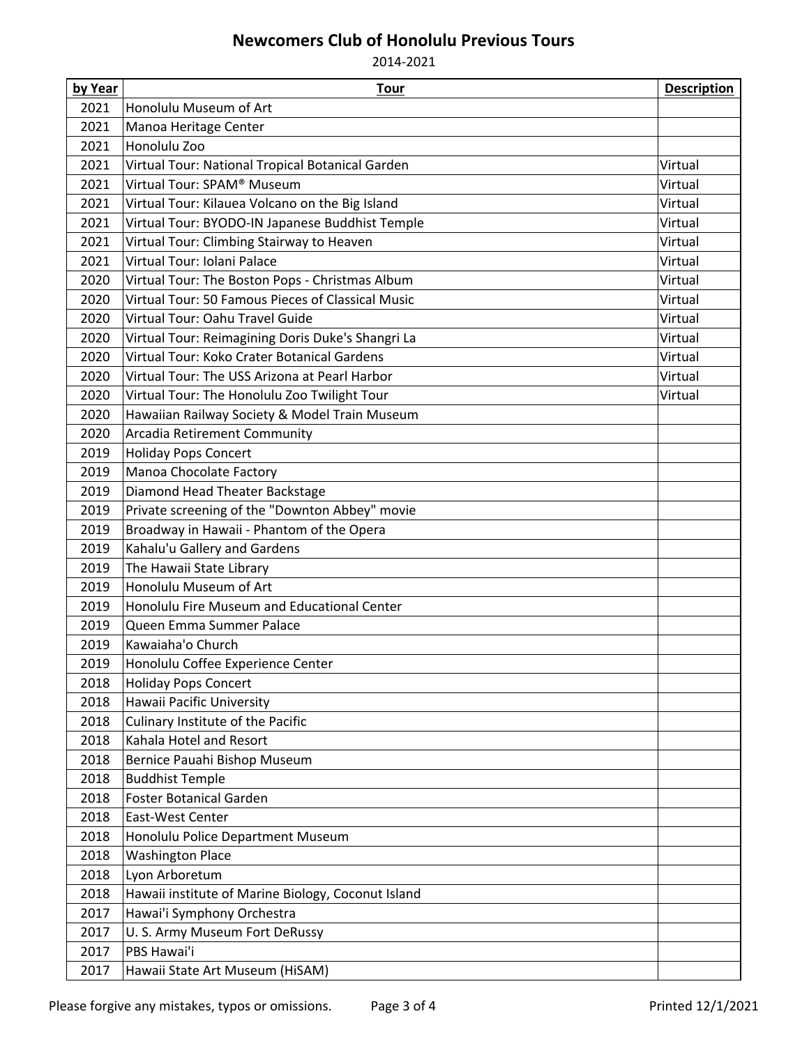# Newcomers Club of Honolulu Previous Tours

2014-2021

| by Year | Tour | Description |
|---|---|---|
| 2021 | Honolulu Museum of Art | |
| 2021 | Manoa Heritage Center | |
| 2021 | Honolulu Zoo | |
| 2021 | Virtual Tour: National Tropical Botanical Garden | Virtual |
| 2021 | Virtual Tour: SPAM® Museum | Virtual |
| 2021 | Virtual Tour: Kilauea Volcano on the Big Island | Virtual |
| 2021 | Virtual Tour: BYODO-IN Japanese Buddhist Temple | Virtual |
| 2021 | Virtual Tour: Climbing Stairway to Heaven | Virtual |
| 2021 | Virtual Tour: Iolani Palace | Virtual |
| 2020 | Virtual Tour: The Boston Pops - Christmas Album | Virtual |
| 2020 | Virtual Tour: 50 Famous Pieces of Classical Music | Virtual |
| 2020 | Virtual Tour: Oahu Travel Guide | Virtual |
| 2020 | Virtual Tour: Reimagining Doris Duke's Shangri La | Virtual |
| 2020 | Virtual Tour: Koko Crater Botanical Gardens | Virtual |
| 2020 | Virtual Tour: The USS Arizona at Pearl Harbor | Virtual |
| 2020 | Virtual Tour: The Honolulu Zoo Twilight Tour | Virtual |
| 2020 | Hawaiian Railway Society & Model Train Museum | |
| 2020 | Arcadia Retirement Community | |
| 2019 | Holiday Pops Concert | |
| 2019 | Manoa Chocolate Factory | |
| 2019 | Diamond Head Theater Backstage | |
| 2019 | Private screening of the "Downton Abbey" movie | |
| 2019 | Broadway in Hawaii - Phantom of the Opera | |
| 2019 | Kahalu'u Gallery and Gardens | |
| 2019 | The Hawaii State Library | |
| 2019 | Honolulu Museum of Art | |
| 2019 | Honolulu Fire Museum and Educational Center | |
| 2019 | Queen Emma Summer Palace | |
| 2019 | Kawaiaha'o Church | |
| 2019 | Honolulu Coffee Experience Center | |
| 2018 | Holiday Pops Concert | |
| 2018 | Hawaii Pacific University | |
| 2018 | Culinary Institute of the Pacific | |
| 2018 | Kahala Hotel and Resort | |
| 2018 | Bernice Pauahi Bishop Museum | |
| 2018 | Buddhist Temple | |
| 2018 | Foster Botanical Garden | |
| 2018 | East-West Center | |
| 2018 | Honolulu Police Department Museum | |
| 2018 | Washington Place | |
| 2018 | Lyon Arboretum | |
| 2018 | Hawaii institute of Marine Biology, Coconut Island | |
| 2017 | Hawai'i Symphony Orchestra | |
| 2017 | U. S. Army Museum Fort DeRussy | |
| 2017 | PBS Hawai'i | |
| 2017 | Hawaii State Art Museum (HiSAM) | |

Please forgive any mistakes, typos or omissions. Printed 12/1/2021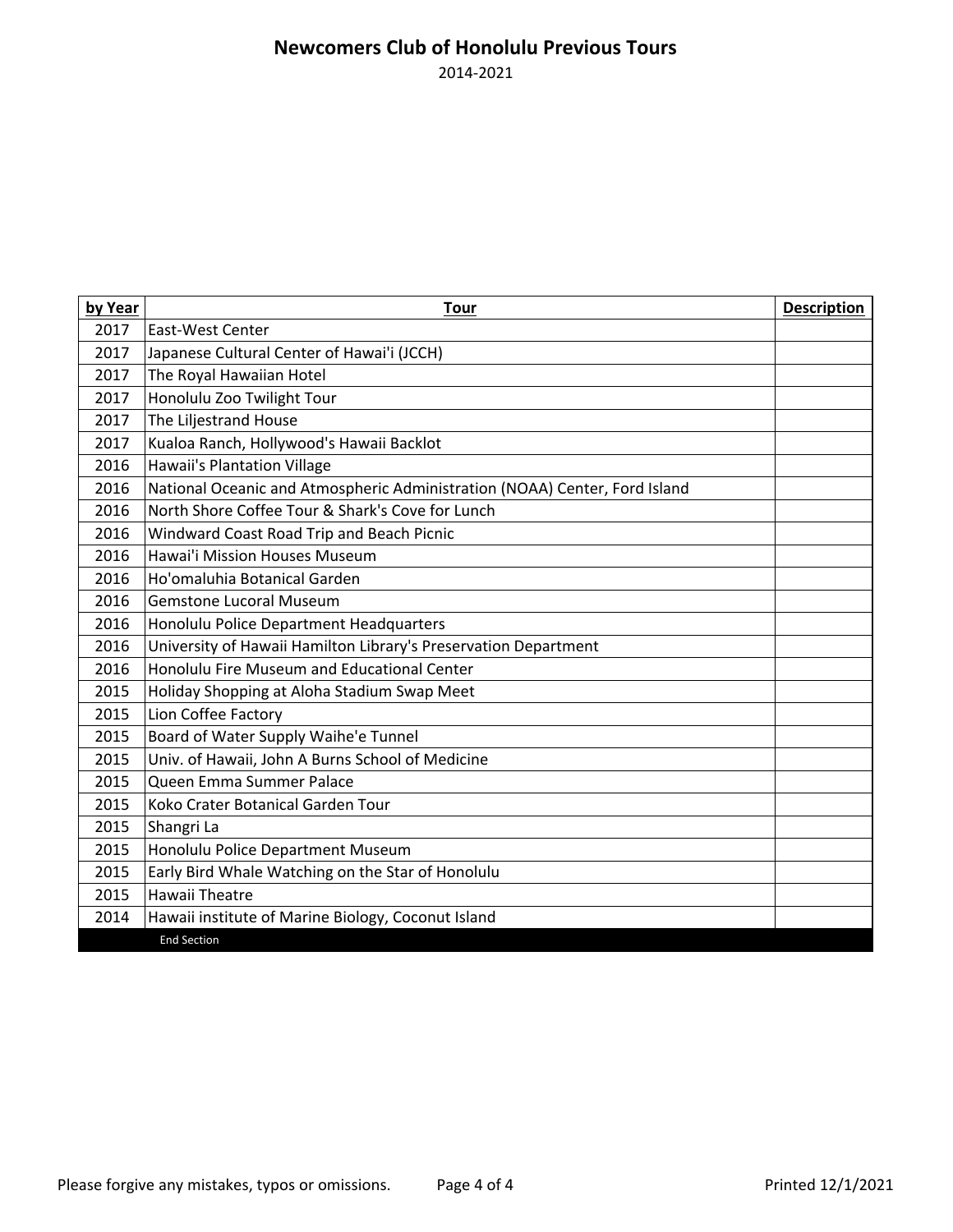# Newcomers Club of Honolulu Previous Tours

2014-2021

| by Year | Tour | Description |
|---|---|---|
| 2017 | East-West Center | |
| 2017 | Japanese Cultural Center of Hawai'i (JCCH) | |
| 2017 | The Royal Hawaiian Hotel | |
| 2017 | Honolulu Zoo Twilight Tour | |
| 2017 | The Liljestrand House | |
| 2017 | Kualoa Ranch, Hollywood's Hawaii Backlot | |
| 2016 | Hawaii's Plantation Village | |
| 2016 | National Oceanic and Atmospheric Administration (NOAA) Center, Ford Island | |
| 2016 | North Shore Coffee Tour & Shark's Cove for Lunch | |
| 2016 | Windward Coast Road Trip and Beach Picnic | |
| 2016 | Hawai'i Mission Houses Museum | |
| 2016 | Ho'omaluhia Botanical Garden | |
| 2016 | Gemstone Lucoral Museum | |
| 2016 | Honolulu Police Department Headquarters | |
| 2016 | University of Hawaii Hamilton Library's Preservation Department | |
| 2016 | Honolulu Fire Museum and Educational Center | |
| 2015 | Holiday Shopping at Aloha Stadium Swap Meet | |
| 2015 | Lion Coffee Factory | |
| 2015 | Board of Water Supply Waihe'e Tunnel | |
| 2015 | Univ. of Hawaii, John A Burns School of Medicine | |
| 2015 | Queen Emma Summer Palace | |
| 2015 | Koko Crater Botanical Garden Tour | |
| 2015 | Shangri La | |
| 2015 | Honolulu Police Department Museum | |
| 2015 | Early Bird Whale Watching on the Star of Honolulu | |
| 2015 | Hawaii Theatre | |
| 2014 | Hawaii institute of Marine Biology, Coconut Island | |
| | End Section | |

Please forgive any mistakes, typos or omissions.

Printed 12/1/2021